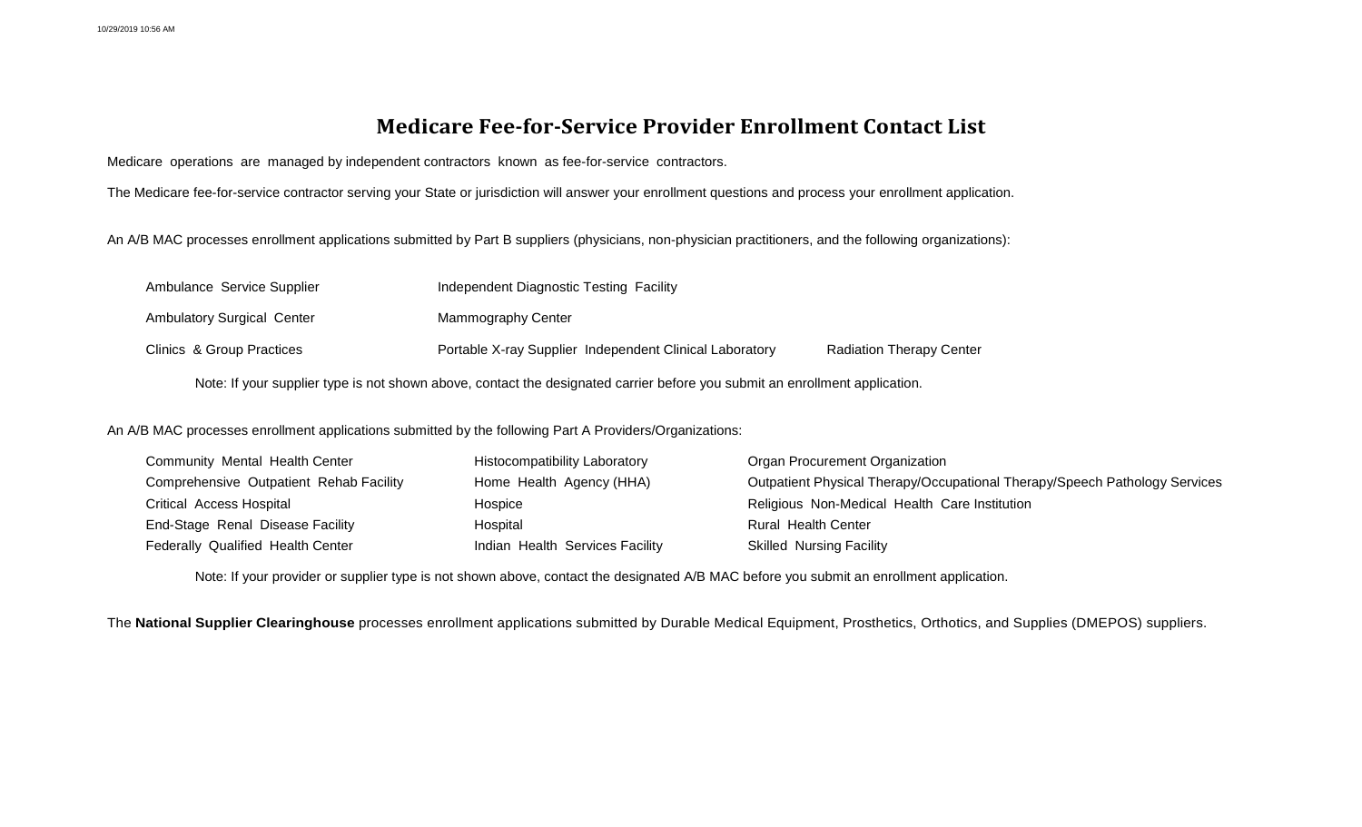# Medicare Fee-for-Service Provider Enrollment Contact List

Medicare operations are managed by independent contractors known as fee-for-service contractors.

The Medicare fee-for-service contractor serving your State or jurisdiction will answer your enrollment questions and process your enrollment application.

An A/B MAC processes enrollment applications submitted by Part B suppliers (physicians, non-physician practitioners, and the following organizations):

- Ambulance Service Supplier
- Ambulatory Surgical Center
- Clinics & Group Practices
- Independent Diagnostic Testing Facility
- Mammography Center
- Portable X-ray Supplier
- Independent Clinical Laboratory
- Radiation Therapy Center

Note: If your supplier type is not shown above, contact the designated carrier before you submit an enrollment application.

An A/B MAC processes enrollment applications submitted by the following Part A Providers/Organizations:

- Community Mental Health Center
- Comprehensive Outpatient Rehab Facility
- Critical Access Hospital
- End-Stage Renal Disease Facility
- Federally Qualified Health Center
- Histocompatibility Laboratory
- Home Health Agency (HHA)
- Hospice
- Hospital
- Indian Health Services Facility
- Organ Procurement Organization
- Outpatient Physical Therapy/Occupational Therapy/Speech Pathology Services
- Religious Non-Medical Health Care Institution
- Rural Health Center
- Skilled Nursing Facility

Note: If your provider or supplier type is not shown above, contact the designated A/B MAC before you submit an enrollment application.

The **National Supplier Clearinghouse** processes enrollment applications submitted by Durable Medical Equipment, Prosthetics, Orthotics, and Supplies (DMEPOS) suppliers.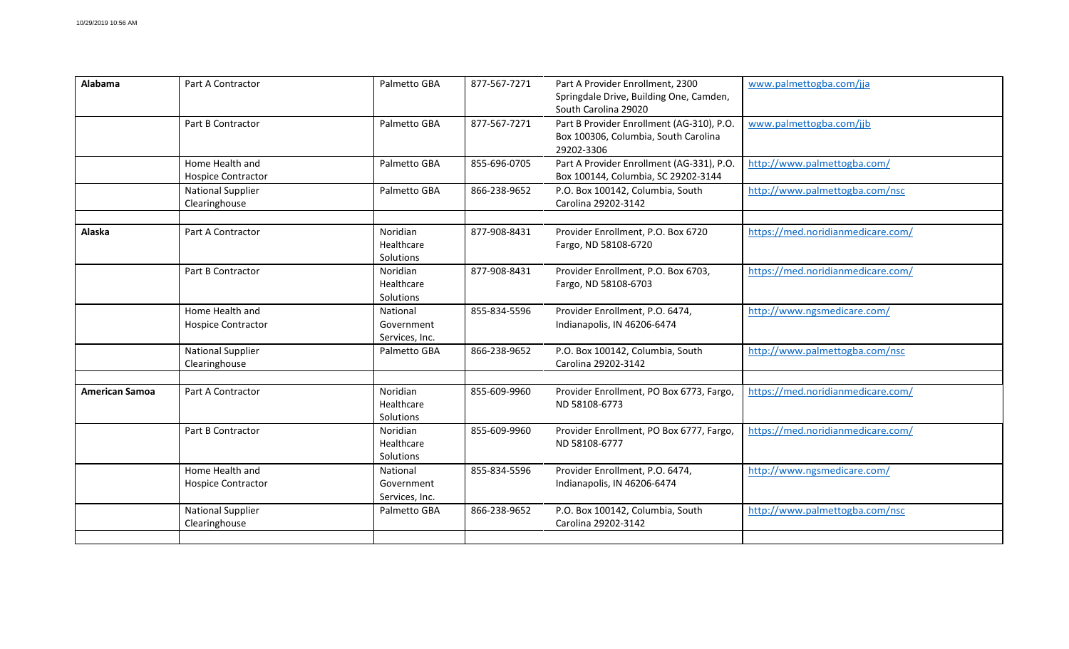| | | | | | |
|---|---|---|---|---|---|
| **Alabama** | Part A Contractor | Palmetto GBA | 877-567-7271 | Part A Provider Enrollment, 2300 Springdale Drive, Building One, Camden, South Carolina 29020 | www.palmettogba.com/jja |
| | Part B Contractor | Palmetto GBA | 877-567-7271 | Part B Provider Enrollment (AG-310), P.O. Box 100306, Columbia, South Carolina 29202-3306 | www.palmettogba.com/jjb |
| | Home Health and Hospice Contractor | Palmetto GBA | 855-696-0705 | Part A Provider Enrollment (AG-331), P.O. Box 100144, Columbia, SC 29202-3144 | http://www.palmettogba.com/ |
| | National Supplier Clearinghouse | Palmetto GBA | 866-238-9652 | P.O. Box 100142, Columbia, South Carolina 29202-3142 | http://www.palmettogba.com/nsc |
| | | | | | |
| **Alaska** | Part A Contractor | Noridian Healthcare Solutions | 877-908-8431 | Provider Enrollment, P.O. Box 6720 Fargo, ND 58108-6720 | https://med.noridianmedicare.com/ |
| | Part B Contractor | Noridian Healthcare Solutions | 877-908-8431 | Provider Enrollment, P.O. Box 6703, Fargo, ND 58108-6703 | https://med.noridianmedicare.com/ |
| | Home Health and Hospice Contractor | National Government Services, Inc. | 855-834-5596 | Provider Enrollment, P.O. 6474, Indianapolis, IN 46206-6474 | http://www.ngsmedicare.com/ |
| | National Supplier Clearinghouse | Palmetto GBA | 866-238-9652 | P.O. Box 100142, Columbia, South Carolina 29202-3142 | http://www.palmettogba.com/nsc |
| | | | | | |
| **American Samoa** | Part A Contractor | Noridian Healthcare Solutions | 855-609-9960 | Provider Enrollment, PO Box 6773, Fargo, ND 58108-6773 | https://med.noridianmedicare.com/ |
| | Part B Contractor | Noridian Healthcare Solutions | 855-609-9960 | Provider Enrollment, PO Box 6777, Fargo, ND 58108-6777 | https://med.noridianmedicare.com/ |
| | Home Health and Hospice Contractor | National Government Services, Inc. | 855-834-5596 | Provider Enrollment, P.O. 6474, Indianapolis, IN 46206-6474 | http://www.ngsmedicare.com/ |
| | National Supplier Clearinghouse | Palmetto GBA | 866-238-9652 | P.O. Box 100142, Columbia, South Carolina 29202-3142 | http://www.palmettogba.com/nsc |
| | | | | | |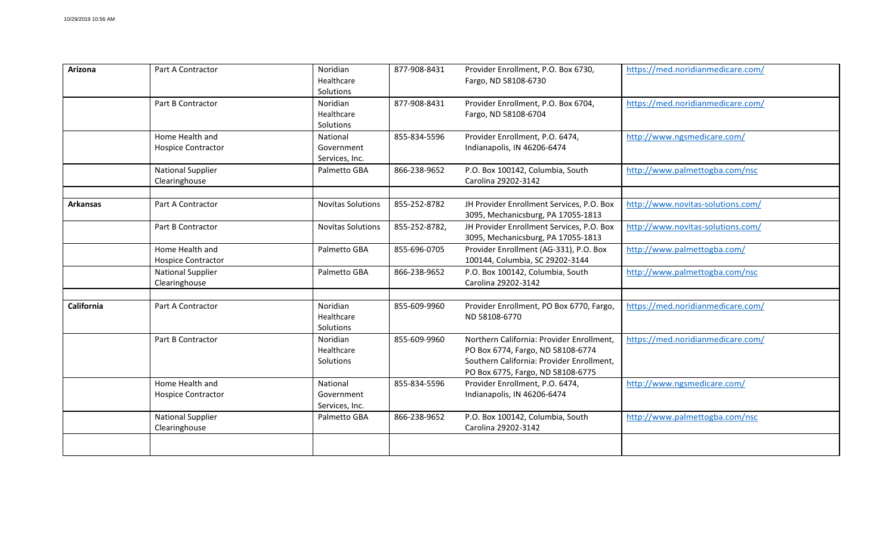| | | | | | |
|---|---|---|---|---|---|
| **Arizona** | Part A Contractor | Noridian Healthcare Solutions | 877-908-8431 | Provider Enrollment, P.O. Box 6730, Fargo, ND 58108-6730 | https://med.noridianmedicare.com/ |
| | Part B Contractor | Noridian Healthcare Solutions | 877-908-8431 | Provider Enrollment, P.O. Box 6704, Fargo, ND 58108-6704 | https://med.noridianmedicare.com/ |
| | Home Health and Hospice Contractor | National Government Services, Inc. | 855-834-5596 | Provider Enrollment, P.O. 6474, Indianapolis, IN 46206-6474 | http://www.ngsmedicare.com/ |
| | National Supplier Clearinghouse | Palmetto GBA | 866-238-9652 | P.O. Box 100142, Columbia, South Carolina 29202-3142 | http://www.palmettogba.com/nsc |
| | | | | | |
| **Arkansas** | Part A Contractor | Novitas Solutions | 855-252-8782 | JH Provider Enrollment Services, P.O. Box 3095, Mechanicsburg, PA 17055-1813 | http://www.novitas-solutions.com/ |
| | Part B Contractor | Novitas Solutions | 855-252-8782, | JH Provider Enrollment Services, P.O. Box 3095, Mechanicsburg, PA 17055-1813 | http://www.novitas-solutions.com/ |
| | Home Health and Hospice Contractor | Palmetto GBA | 855-696-0705 | Provider Enrollment (AG-331), P.O. Box 100144, Columbia, SC 29202-3144 | http://www.palmettogba.com/ |
| | National Supplier Clearinghouse | Palmetto GBA | 866-238-9652 | P.O. Box 100142, Columbia, South Carolina 29202-3142 | http://www.palmettogba.com/nsc |
| | | | | | |
| **California** | Part A Contractor | Noridian Healthcare Solutions | 855-609-9960 | Provider Enrollment, PO Box 6770, Fargo, ND 58108-6770 | https://med.noridianmedicare.com/ |
| | Part B Contractor | Noridian Healthcare Solutions | 855-609-9960 | Northern California: Provider Enrollment, PO Box 6774, Fargo, ND 58108-6774 Southern California: Provider Enrollment, PO Box 6775, Fargo, ND 58108-6775 | https://med.noridianmedicare.com/ |
| | Home Health and Hospice Contractor | National Government Services, Inc. | 855-834-5596 | Provider Enrollment, P.O. 6474, Indianapolis, IN 46206-6474 | http://www.ngsmedicare.com/ |
| | National Supplier Clearinghouse | Palmetto GBA | 866-238-9652 | P.O. Box 100142, Columbia, South Carolina 29202-3142 | http://www.palmettogba.com/nsc |
| | | | | | |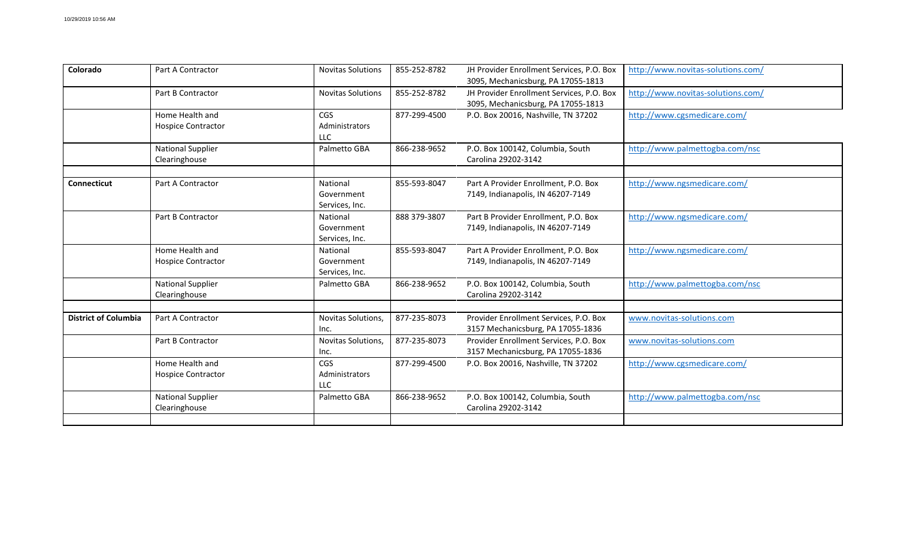| | | | | | |
|---|---|---|---|---|---|
| **Colorado** | Part A Contractor | Novitas Solutions | 855-252-8782 | JH Provider Enrollment Services, P.O. Box 3095, Mechanicsburg, PA 17055-1813 | http://www.novitas-solutions.com/ |
| | Part B Contractor | Novitas Solutions | 855-252-8782 | JH Provider Enrollment Services, P.O. Box 3095, Mechanicsburg, PA 17055-1813 | http://www.novitas-solutions.com/ |
| | Home Health and Hospice Contractor | CGS Administrators LLC | 877-299-4500 | P.O. Box 20016, Nashville, TN 37202 | http://www.cgsmedicare.com/ |
| | National Supplier Clearinghouse | Palmetto GBA | 866-238-9652 | P.O. Box 100142, Columbia, South Carolina 29202-3142 | http://www.palmettogba.com/nsc |
| | | | | | |
| **Connecticut** | Part A Contractor | National Government Services, Inc. | 855-593-8047 | Part A Provider Enrollment, P.O. Box 7149, Indianapolis, IN 46207-7149 | http://www.ngsmedicare.com/ |
| | Part B Contractor | National Government Services, Inc. | 888 379-3807 | Part B Provider Enrollment, P.O. Box 7149, Indianapolis, IN 46207-7149 | http://www.ngsmedicare.com/ |
| | Home Health and Hospice Contractor | National Government Services, Inc. | 855-593-8047 | Part A Provider Enrollment, P.O. Box 7149, Indianapolis, IN 46207-7149 | http://www.ngsmedicare.com/ |
| | National Supplier Clearinghouse | Palmetto GBA | 866-238-9652 | P.O. Box 100142, Columbia, South Carolina 29202-3142 | http://www.palmettogba.com/nsc |
| | | | | | |
| **District of Columbia** | Part A Contractor | Novitas Solutions, Inc. | 877-235-8073 | Provider Enrollment Services, P.O. Box 3157 Mechanicsburg, PA 17055-1836 | www.novitas-solutions.com |
| | Part B Contractor | Novitas Solutions, Inc. | 877-235-8073 | Provider Enrollment Services, P.O. Box 3157 Mechanicsburg, PA 17055-1836 | www.novitas-solutions.com |
| | Home Health and Hospice Contractor | CGS Administrators LLC | 877-299-4500 | P.O. Box 20016, Nashville, TN 37202 | http://www.cgsmedicare.com/ |
| | National Supplier Clearinghouse | Palmetto GBA | 866-238-9652 | P.O. Box 100142, Columbia, South Carolina 29202-3142 | http://www.palmettogba.com/nsc |
| | | | | | |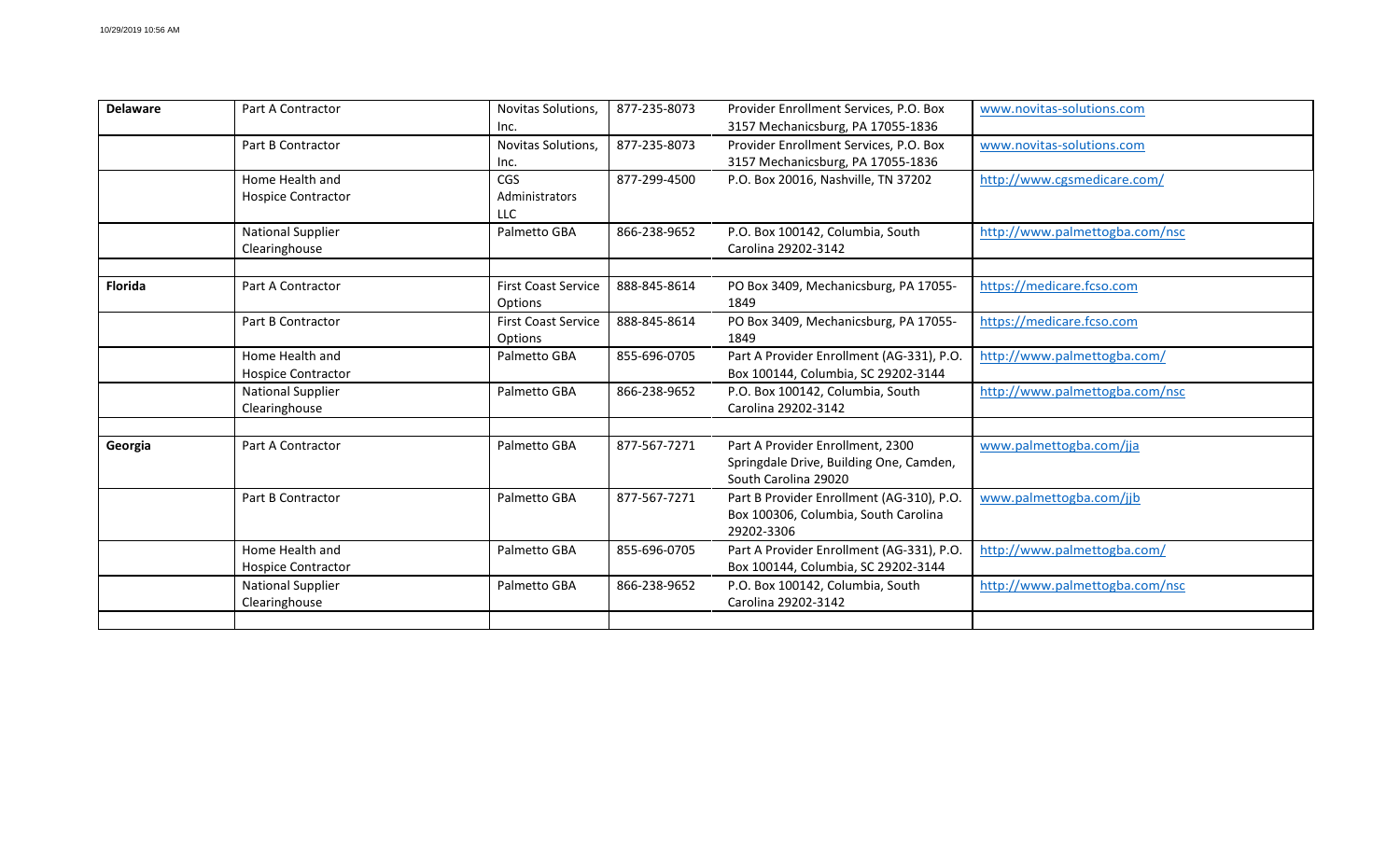| | | | | | |
|---|---|---|---|---|---|
| **Delaware** | Part A Contractor | Novitas Solutions, Inc. | 877-235-8073 | Provider Enrollment Services, P.O. Box 3157 Mechanicsburg, PA 17055-1836 | www.novitas-solutions.com |
| | Part B Contractor | Novitas Solutions, Inc. | 877-235-8073 | Provider Enrollment Services, P.O. Box 3157 Mechanicsburg, PA 17055-1836 | www.novitas-solutions.com |
| | Home Health and Hospice Contractor | CGS Administrators LLC | 877-299-4500 | P.O. Box 20016, Nashville, TN 37202 | http://www.cgsmedicare.com/ |
| | National Supplier Clearinghouse | Palmetto GBA | 866-238-9652 | P.O. Box 100142, Columbia, South Carolina 29202-3142 | http://www.palmettogba.com/nsc |
| | | | | | |
| **Florida** | Part A Contractor | First Coast Service Options | 888-845-8614 | PO Box 3409, Mechanicsburg, PA 17055-1849 | https://medicare.fcso.com |
| | Part B Contractor | First Coast Service Options | 888-845-8614 | PO Box 3409, Mechanicsburg, PA 17055-1849 | https://medicare.fcso.com |
| | Home Health and Hospice Contractor | Palmetto GBA | 855-696-0705 | Part A Provider Enrollment (AG-331), P.O. Box 100144, Columbia, SC 29202-3144 | http://www.palmettogba.com/ |
| | National Supplier Clearinghouse | Palmetto GBA | 866-238-9652 | P.O. Box 100142, Columbia, South Carolina 29202-3142 | http://www.palmettogba.com/nsc |
| | | | | | |
| **Georgia** | Part A Contractor | Palmetto GBA | 877-567-7271 | Part A Provider Enrollment, 2300 Springdale Drive, Building One, Camden, South Carolina 29020 | www.palmettogba.com/jja |
| | Part B Contractor | Palmetto GBA | 877-567-7271 | Part B Provider Enrollment (AG-310), P.O. Box 100306, Columbia, South Carolina 29202-3306 | www.palmettogba.com/jjb |
| | Home Health and Hospice Contractor | Palmetto GBA | 855-696-0705 | Part A Provider Enrollment (AG-331), P.O. Box 100144, Columbia, SC 29202-3144 | http://www.palmettogba.com/ |
| | National Supplier Clearinghouse | Palmetto GBA | 866-238-9652 | P.O. Box 100142, Columbia, South Carolina 29202-3142 | http://www.palmettogba.com/nsc |
| | | | | | |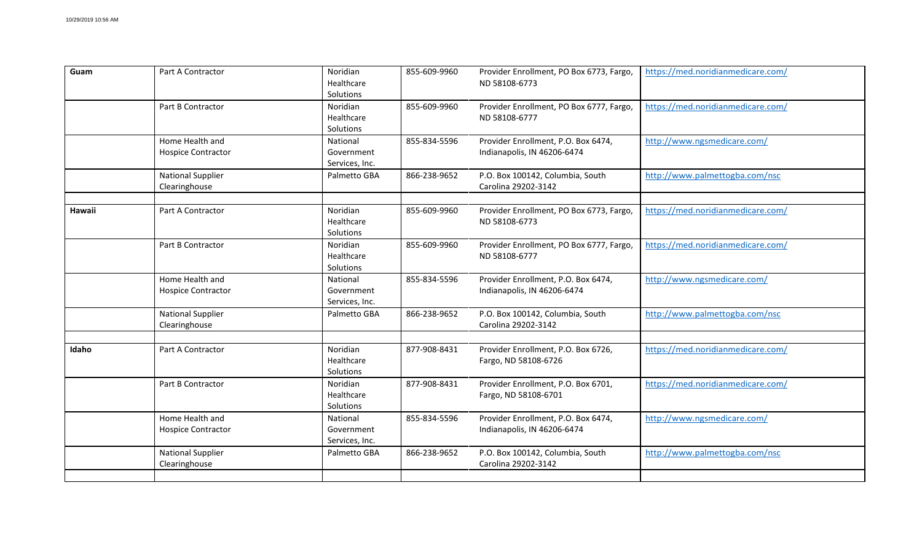| | | | | | |
|---|---|---|---|---|---|
| **Guam** | Part A Contractor | Noridian Healthcare Solutions | 855-609-9960 | Provider Enrollment, PO Box 6773, Fargo, ND 58108-6773 | https://med.noridianmedicare.com/ |
| | Part B Contractor | Noridian Healthcare Solutions | 855-609-9960 | Provider Enrollment, PO Box 6777, Fargo, ND 58108-6777 | https://med.noridianmedicare.com/ |
| | Home Health and Hospice Contractor | National Government Services, Inc. | 855-834-5596 | Provider Enrollment, P.O. Box 6474, Indianapolis, IN 46206-6474 | http://www.ngsmedicare.com/ |
| | National Supplier Clearinghouse | Palmetto GBA | 866-238-9652 | P.O. Box 100142, Columbia, South Carolina 29202-3142 | http://www.palmettogba.com/nsc |
| | | | | | |
| **Hawaii** | Part A Contractor | Noridian Healthcare Solutions | 855-609-9960 | Provider Enrollment, PO Box 6773, Fargo, ND 58108-6773 | https://med.noridianmedicare.com/ |
| | Part B Contractor | Noridian Healthcare Solutions | 855-609-9960 | Provider Enrollment, PO Box 6777, Fargo, ND 58108-6777 | https://med.noridianmedicare.com/ |
| | Home Health and Hospice Contractor | National Government Services, Inc. | 855-834-5596 | Provider Enrollment, P.O. Box 6474, Indianapolis, IN 46206-6474 | http://www.ngsmedicare.com/ |
| | National Supplier Clearinghouse | Palmetto GBA | 866-238-9652 | P.O. Box 100142, Columbia, South Carolina 29202-3142 | http://www.palmettogba.com/nsc |
| | | | | | |
| **Idaho** | Part A Contractor | Noridian Healthcare Solutions | 877-908-8431 | Provider Enrollment, P.O. Box 6726, Fargo, ND 58108-6726 | https://med.noridianmedicare.com/ |
| | Part B Contractor | Noridian Healthcare Solutions | 877-908-8431 | Provider Enrollment, P.O. Box 6701, Fargo, ND 58108-6701 | https://med.noridianmedicare.com/ |
| | Home Health and Hospice Contractor | National Government Services, Inc. | 855-834-5596 | Provider Enrollment, P.O. Box 6474, Indianapolis, IN 46206-6474 | http://www.ngsmedicare.com/ |
| | National Supplier Clearinghouse | Palmetto GBA | 866-238-9652 | P.O. Box 100142, Columbia, South Carolina 29202-3142 | http://www.palmettogba.com/nsc |
| | | | | | |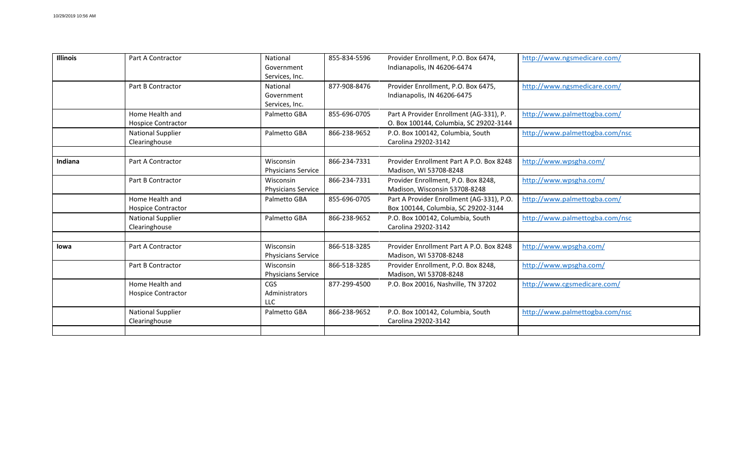| | | | | | |
|---|---|---|---|---|---|
| **Illinois** | Part A Contractor | National Government Services, Inc. | 855-834-5596 | Provider Enrollment, P.O. Box 6474, Indianapolis, IN 46206-6474 | http://www.ngsmedicare.com/ |
| | Part B Contractor | National Government Services, Inc. | 877-908-8476 | Provider Enrollment, P.O. Box 6475, Indianapolis, IN 46206-6475 | http://www.ngsmedicare.com/ |
| | Home Health and Hospice Contractor | Palmetto GBA | 855-696-0705 | Part A Provider Enrollment (AG-331), P. O. Box 100144, Columbia, SC 29202-3144 | http://www.palmettogba.com/ |
| | National Supplier Clearinghouse | Palmetto GBA | 866-238-9652 | P.O. Box 100142, Columbia, South Carolina 29202-3142 | http://www.palmettogba.com/nsc |
| | | | | | |
| **Indiana** | Part A Contractor | Wisconsin Physicians Service | 866-234-7331 | Provider Enrollment Part A P.O. Box 8248 Madison, WI 53708-8248 | http://www.wpsgha.com/ |
| | Part B Contractor | Wisconsin Physicians Service | 866-234-7331 | Provider Enrollment, P.O. Box 8248, Madison, Wisconsin 53708-8248 | http://www.wpsgha.com/ |
| | Home Health and Hospice Contractor | Palmetto GBA | 855-696-0705 | Part A Provider Enrollment (AG-331), P.O. Box 100144, Columbia, SC 29202-3144 | http://www.palmettogba.com/ |
| | National Supplier Clearinghouse | Palmetto GBA | 866-238-9652 | P.O. Box 100142, Columbia, South Carolina 29202-3142 | http://www.palmettogba.com/nsc |
| | | | | | |
| **Iowa** | Part A Contractor | Wisconsin Physicians Service | 866-518-3285 | Provider Enrollment Part A P.O. Box 8248 Madison, WI 53708-8248 | http://www.wpsgha.com/ |
| | Part B Contractor | Wisconsin Physicians Service | 866-518-3285 | Provider Enrollment, P.O. Box 8248, Madison, WI 53708-8248 | http://www.wpsgha.com/ |
| | Home Health and Hospice Contractor | CGS Administrators LLC | 877-299-4500 | P.O. Box 20016, Nashville, TN 37202 | http://www.cgsmedicare.com/ |
| | National Supplier Clearinghouse | Palmetto GBA | 866-238-9652 | P.O. Box 100142, Columbia, South Carolina 29202-3142 | http://www.palmettogba.com/nsc |
| | | | | | |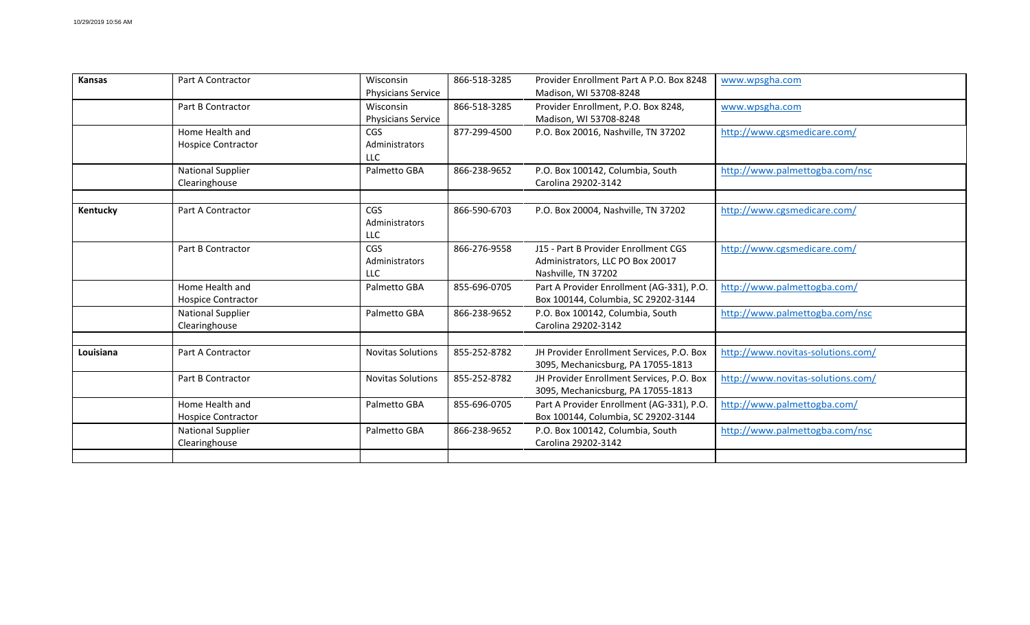| | | | | | |
|---|---|---|---|---|---|
| **Kansas** | Part A Contractor | Wisconsin Physicians Service | 866-518-3285 | Provider Enrollment Part A P.O. Box 8248 Madison, WI 53708-8248 | www.wpsgha.com |
| | Part B Contractor | Wisconsin Physicians Service | 866-518-3285 | Provider Enrollment, P.O. Box 8248, Madison, WI 53708-8248 | www.wpsgha.com |
| | Home Health and Hospice Contractor | CGS Administrators LLC | 877-299-4500 | P.O. Box 20016, Nashville, TN 37202 | http://www.cgsmedicare.com/ |
| | National Supplier Clearinghouse | Palmetto GBA | 866-238-9652 | P.O. Box 100142, Columbia, South Carolina 29202-3142 | http://www.palmettogba.com/nsc |
| | | | | | |
| **Kentucky** | Part A Contractor | CGS Administrators LLC | 866-590-6703 | P.O. Box 20004, Nashville, TN 37202 | http://www.cgsmedicare.com/ |
| | Part B Contractor | CGS Administrators LLC | 866-276-9558 | J15 - Part B Provider Enrollment CGS Administrators, LLC PO Box 20017 Nashville, TN 37202 | http://www.cgsmedicare.com/ |
| | Home Health and Hospice Contractor | Palmetto GBA | 855-696-0705 | Part A Provider Enrollment (AG-331), P.O. Box 100144, Columbia, SC 29202-3144 | http://www.palmettogba.com/ |
| | National Supplier Clearinghouse | Palmetto GBA | 866-238-9652 | P.O. Box 100142, Columbia, South Carolina 29202-3142 | http://www.palmettogba.com/nsc |
| | | | | | |
| **Louisiana** | Part A Contractor | Novitas Solutions | 855-252-8782 | JH Provider Enrollment Services, P.O. Box 3095, Mechanicsburg, PA 17055-1813 | http://www.novitas-solutions.com/ |
| | Part B Contractor | Novitas Solutions | 855-252-8782 | JH Provider Enrollment Services, P.O. Box 3095, Mechanicsburg, PA 17055-1813 | http://www.novitas-solutions.com/ |
| | Home Health and Hospice Contractor | Palmetto GBA | 855-696-0705 | Part A Provider Enrollment (AG-331), P.O. Box 100144, Columbia, SC 29202-3144 | http://www.palmettogba.com/ |
| | National Supplier Clearinghouse | Palmetto GBA | 866-238-9652 | P.O. Box 100142, Columbia, South Carolina 29202-3142 | http://www.palmettogba.com/nsc |
| | | | | | |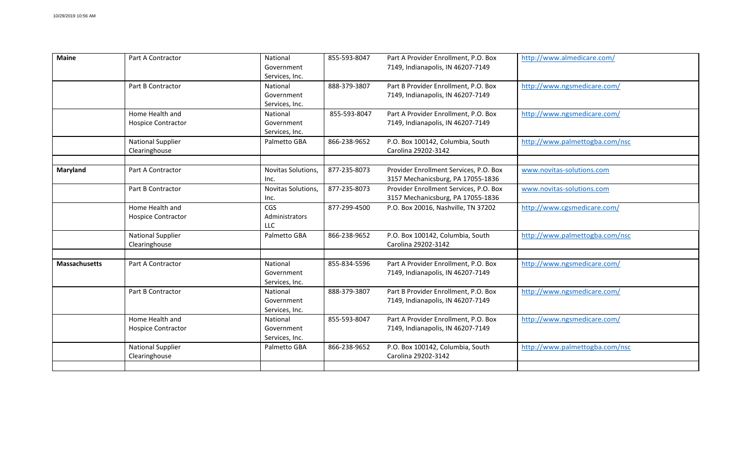| | | | | | |
|---|---|---|---|---|---|
| **Maine** | Part A Contractor | National Government Services, Inc. | 855-593-8047 | Part A Provider Enrollment, P.O. Box 7149, Indianapolis, IN 46207-7149 | http://www.almedicare.com/ |
| | Part B Contractor | National Government Services, Inc. | 888-379-3807 | Part B Provider Enrollment, P.O. Box 7149, Indianapolis, IN 46207-7149 | http://www.ngsmedicare.com/ |
| | Home Health and Hospice Contractor | National Government Services, Inc. | 855-593-8047 | Part A Provider Enrollment, P.O. Box 7149, Indianapolis, IN 46207-7149 | http://www.ngsmedicare.com/ |
| | National Supplier Clearinghouse | Palmetto GBA | 866-238-9652 | P.O. Box 100142, Columbia, South Carolina 29202-3142 | http://www.palmettogba.com/nsc |
| | | | | | |
| **Maryland** | Part A Contractor | Novitas Solutions, Inc. | 877-235-8073 | Provider Enrollment Services, P.O. Box 3157 Mechanicsburg, PA 17055-1836 | www.novitas-solutions.com |
| | Part B Contractor | Novitas Solutions, Inc. | 877-235-8073 | Provider Enrollment Services, P.O. Box 3157 Mechanicsburg, PA 17055-1836 | www.novitas-solutions.com |
| | Home Health and Hospice Contractor | CGS Administrators LLC | 877-299-4500 | P.O. Box 20016, Nashville, TN 37202 | http://www.cgsmedicare.com/ |
| | National Supplier Clearinghouse | Palmetto GBA | 866-238-9652 | P.O. Box 100142, Columbia, South Carolina 29202-3142 | http://www.palmettogba.com/nsc |
| | | | | | |
| **Massachusetts** | Part A Contractor | National Government Services, Inc. | 855-834-5596 | Part A Provider Enrollment, P.O. Box 7149, Indianapolis, IN 46207-7149 | http://www.ngsmedicare.com/ |
| | Part B Contractor | National Government Services, Inc. | 888-379-3807 | Part B Provider Enrollment, P.O. Box 7149, Indianapolis, IN 46207-7149 | http://www.ngsmedicare.com/ |
| | Home Health and Hospice Contractor | National Government Services, Inc. | 855-593-8047 | Part A Provider Enrollment, P.O. Box 7149, Indianapolis, IN 46207-7149 | http://www.ngsmedicare.com/ |
| | National Supplier Clearinghouse | Palmetto GBA | 866-238-9652 | P.O. Box 100142, Columbia, South Carolina 29202-3142 | http://www.palmettogba.com/nsc |
| | | | | | |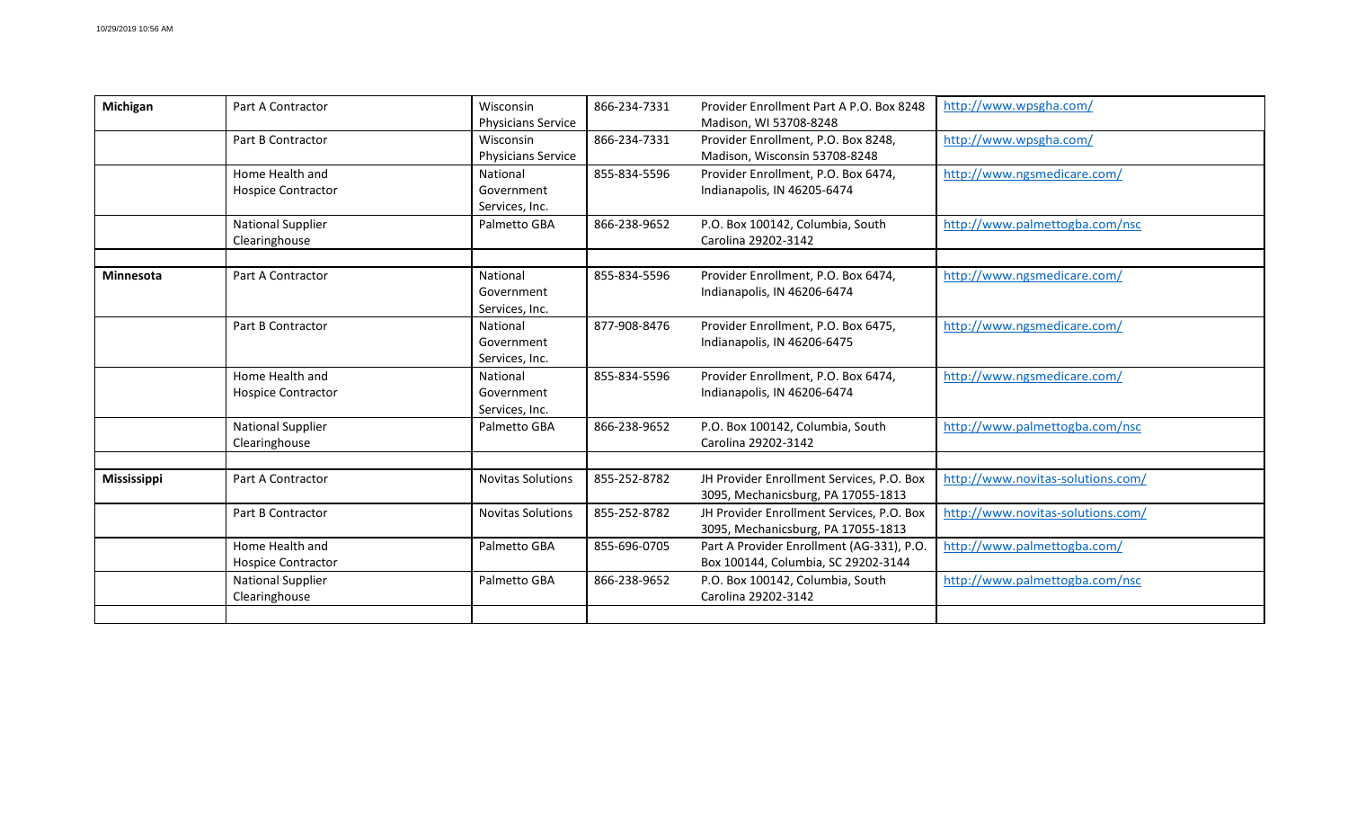| | | | | | |
|---|---|---|---|---|---|
| **Michigan** | Part A Contractor | Wisconsin Physicians Service | 866-234-7331 | Provider Enrollment Part A P.O. Box 8248 Madison, WI 53708-8248 | http://www.wpsgha.com/ |
| | Part B Contractor | Wisconsin Physicians Service | 866-234-7331 | Provider Enrollment, P.O. Box 8248, Madison, Wisconsin 53708-8248 | http://www.wpsgha.com/ |
| | Home Health and Hospice Contractor | National Government Services, Inc. | 855-834-5596 | Provider Enrollment, P.O. Box 6474, Indianapolis, IN 46205-6474 | http://www.ngsmedicare.com/ |
| | National Supplier Clearinghouse | Palmetto GBA | 866-238-9652 | P.O. Box 100142, Columbia, South Carolina 29202-3142 | http://www.palmettogba.com/nsc |
| | | | | | |
| **Minnesota** | Part A Contractor | National Government Services, Inc. | 855-834-5596 | Provider Enrollment, P.O. Box 6474, Indianapolis, IN 46206-6474 | http://www.ngsmedicare.com/ |
| | Part B Contractor | National Government Services, Inc. | 877-908-8476 | Provider Enrollment, P.O. Box 6475, Indianapolis, IN 46206-6475 | http://www.ngsmedicare.com/ |
| | Home Health and Hospice Contractor | National Government Services, Inc. | 855-834-5596 | Provider Enrollment, P.O. Box 6474, Indianapolis, IN 46206-6474 | http://www.ngsmedicare.com/ |
| | National Supplier Clearinghouse | Palmetto GBA | 866-238-9652 | P.O. Box 100142, Columbia, South Carolina 29202-3142 | http://www.palmettogba.com/nsc |
| | | | | | |
| **Mississippi** | Part A Contractor | Novitas Solutions | 855-252-8782 | JH Provider Enrollment Services, P.O. Box 3095, Mechanicsburg, PA 17055-1813 | http://www.novitas-solutions.com/ |
| | Part B Contractor | Novitas Solutions | 855-252-8782 | JH Provider Enrollment Services, P.O. Box 3095, Mechanicsburg, PA 17055-1813 | http://www.novitas-solutions.com/ |
| | Home Health and Hospice Contractor | Palmetto GBA | 855-696-0705 | Part A Provider Enrollment (AG-331), P.O. Box 100144, Columbia, SC 29202-3144 | http://www.palmettogba.com/ |
| | National Supplier Clearinghouse | Palmetto GBA | 866-238-9652 | P.O. Box 100142, Columbia, South Carolina 29202-3142 | http://www.palmettogba.com/nsc |
| | | | | | |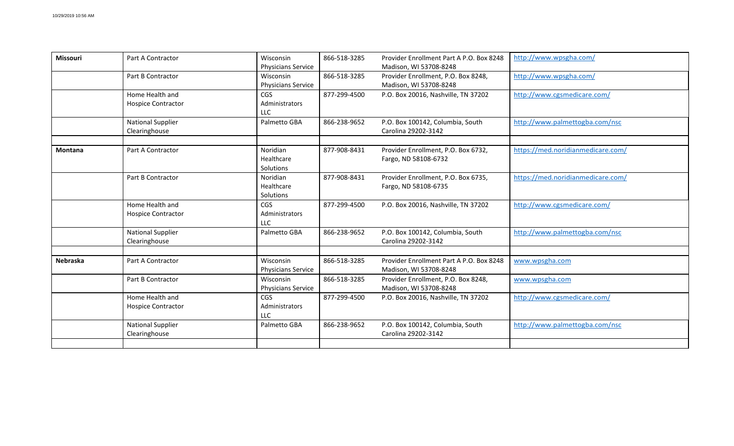| | | | | | |
|---|---|---|---|---|---|
| **Missouri** | Part A Contractor | Wisconsin Physicians Service | 866-518-3285 | Provider Enrollment Part A P.O. Box 8248 Madison, WI 53708-8248 | http://www.wpsgha.com/ |
| | Part B Contractor | Wisconsin Physicians Service | 866-518-3285 | Provider Enrollment, P.O. Box 8248, Madison, WI 53708-8248 | http://www.wpsgha.com/ |
| | Home Health and Hospice Contractor | CGS Administrators LLC | 877-299-4500 | P.O. Box 20016, Nashville, TN 37202 | http://www.cgsmedicare.com/ |
| | National Supplier Clearinghouse | Palmetto GBA | 866-238-9652 | P.O. Box 100142, Columbia, South Carolina 29202-3142 | http://www.palmettogba.com/nsc |
| | | | | | |
| **Montana** | Part A Contractor | Noridian Healthcare Solutions | 877-908-8431 | Provider Enrollment, P.O. Box 6732, Fargo, ND 58108-6732 | https://med.noridianmedicare.com/ |
| | Part B Contractor | Noridian Healthcare Solutions | 877-908-8431 | Provider Enrollment, P.O. Box 6735, Fargo, ND 58108-6735 | https://med.noridianmedicare.com/ |
| | Home Health and Hospice Contractor | CGS Administrators LLC | 877-299-4500 | P.O. Box 20016, Nashville, TN 37202 | http://www.cgsmedicare.com/ |
| | National Supplier Clearinghouse | Palmetto GBA | 866-238-9652 | P.O. Box 100142, Columbia, South Carolina 29202-3142 | http://www.palmettogba.com/nsc |
| | | | | | |
| **Nebraska** | Part A Contractor | Wisconsin Physicians Service | 866-518-3285 | Provider Enrollment Part A P.O. Box 8248 Madison, WI 53708-8248 | www.wpsgha.com |
| | Part B Contractor | Wisconsin Physicians Service | 866-518-3285 | Provider Enrollment, P.O. Box 8248, Madison, WI 53708-8248 | www.wpsgha.com |
| | Home Health and Hospice Contractor | CGS Administrators LLC | 877-299-4500 | P.O. Box 20016, Nashville, TN 37202 | http://www.cgsmedicare.com/ |
| | National Supplier Clearinghouse | Palmetto GBA | 866-238-9652 | P.O. Box 100142, Columbia, South Carolina 29202-3142 | http://www.palmettogba.com/nsc |
| | | | | | |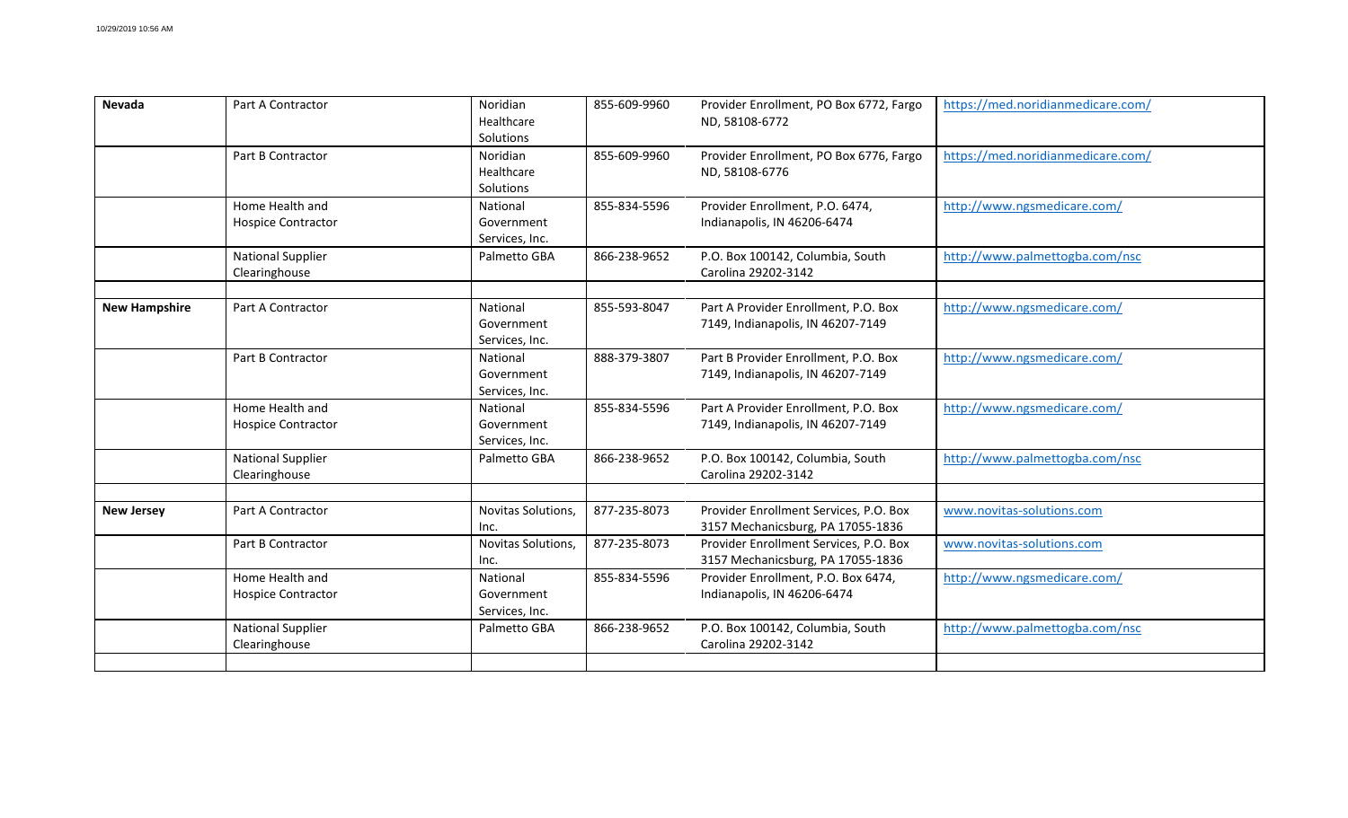| | | | | | |
|---|---|---|---|---|---|
| **Nevada** | Part A Contractor | Noridian Healthcare Solutions | 855-609-9960 | Provider Enrollment, PO Box 6772, Fargo ND, 58108-6772 | https://med.noridianmedicare.com/ |
| | Part B Contractor | Noridian Healthcare Solutions | 855-609-9960 | Provider Enrollment, PO Box 6776, Fargo ND, 58108-6776 | https://med.noridianmedicare.com/ |
| | Home Health and Hospice Contractor | National Government Services, Inc. | 855-834-5596 | Provider Enrollment, P.O. 6474, Indianapolis, IN 46206-6474 | http://www.ngsmedicare.com/ |
| | National Supplier Clearinghouse | Palmetto GBA | 866-238-9652 | P.O. Box 100142, Columbia, South Carolina 29202-3142 | http://www.palmettogba.com/nsc |
| | | | | | |
| **New Hampshire** | Part A Contractor | National Government Services, Inc. | 855-593-8047 | Part A Provider Enrollment, P.O. Box 7149, Indianapolis, IN 46207-7149 | http://www.ngsmedicare.com/ |
| | Part B Contractor | National Government Services, Inc. | 888-379-3807 | Part B Provider Enrollment, P.O. Box 7149, Indianapolis, IN 46207-7149 | http://www.ngsmedicare.com/ |
| | Home Health and Hospice Contractor | National Government Services, Inc. | 855-834-5596 | Part A Provider Enrollment, P.O. Box 7149, Indianapolis, IN 46207-7149 | http://www.ngsmedicare.com/ |
| | National Supplier Clearinghouse | Palmetto GBA | 866-238-9652 | P.O. Box 100142, Columbia, South Carolina 29202-3142 | http://www.palmettogba.com/nsc |
| | | | | | |
| **New Jersey** | Part A Contractor | Novitas Solutions, Inc. | 877-235-8073 | Provider Enrollment Services, P.O. Box 3157 Mechanicsburg, PA 17055-1836 | www.novitas-solutions.com |
| | Part B Contractor | Novitas Solutions, Inc. | 877-235-8073 | Provider Enrollment Services, P.O. Box 3157 Mechanicsburg, PA 17055-1836 | www.novitas-solutions.com |
| | Home Health and Hospice Contractor | National Government Services, Inc. | 855-834-5596 | Provider Enrollment, P.O. Box 6474, Indianapolis, IN 46206-6474 | http://www.ngsmedicare.com/ |
| | National Supplier Clearinghouse | Palmetto GBA | 866-238-9652 | P.O. Box 100142, Columbia, South Carolina 29202-3142 | http://www.palmettogba.com/nsc |
| | | | | | |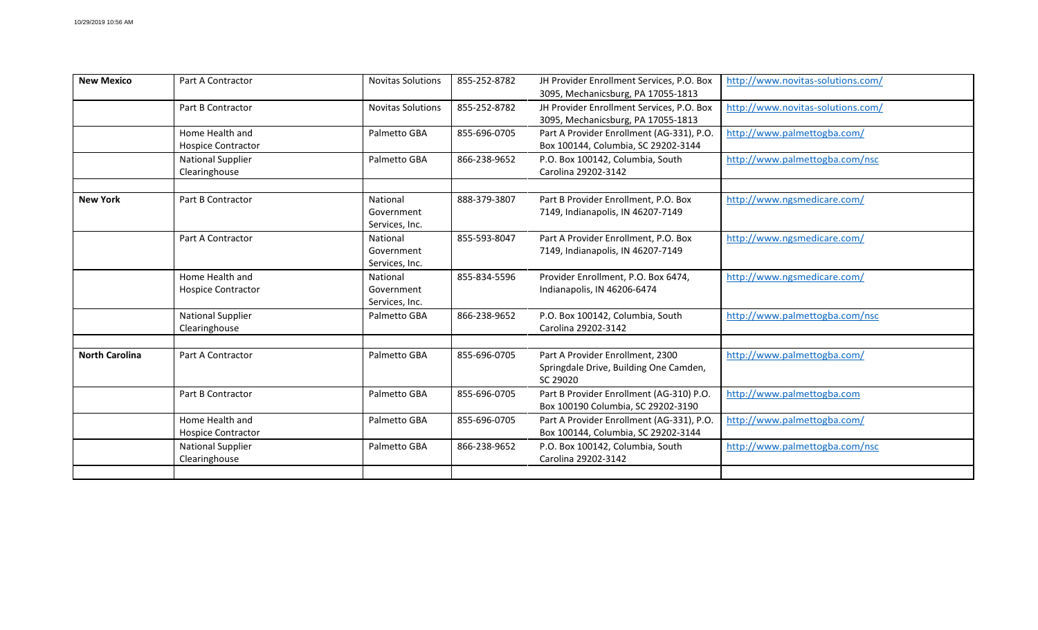| | | | | | |
|---|---|---|---|---|---|
| **New Mexico** | Part A Contractor | Novitas Solutions | 855-252-8782 | JH Provider Enrollment Services, P.O. Box 3095, Mechanicsburg, PA 17055-1813 | http://www.novitas-solutions.com/ |
| | Part B Contractor | Novitas Solutions | 855-252-8782 | JH Provider Enrollment Services, P.O. Box 3095, Mechanicsburg, PA 17055-1813 | http://www.novitas-solutions.com/ |
| | Home Health and Hospice Contractor | Palmetto GBA | 855-696-0705 | Part A Provider Enrollment (AG-331), P.O. Box 100144, Columbia, SC 29202-3144 | http://www.palmettogba.com/ |
| | National Supplier Clearinghouse | Palmetto GBA | 866-238-9652 | P.O. Box 100142, Columbia, South Carolina 29202-3142 | http://www.palmettogba.com/nsc |
| | | | | | |
| **New York** | Part B Contractor | National Government Services, Inc. | 888-379-3807 | Part B Provider Enrollment, P.O. Box 7149, Indianapolis, IN 46207-7149 | http://www.ngsmedicare.com/ |
| | Part A Contractor | National Government Services, Inc. | 855-593-8047 | Part A Provider Enrollment, P.O. Box 7149, Indianapolis, IN 46207-7149 | http://www.ngsmedicare.com/ |
| | Home Health and Hospice Contractor | National Government Services, Inc. | 855-834-5596 | Provider Enrollment, P.O. Box 6474, Indianapolis, IN 46206-6474 | http://www.ngsmedicare.com/ |
| | National Supplier Clearinghouse | Palmetto GBA | 866-238-9652 | P.O. Box 100142, Columbia, South Carolina 29202-3142 | http://www.palmettogba.com/nsc |
| | | | | | |
| **North Carolina** | Part A Contractor | Palmetto GBA | 855-696-0705 | Part A Provider Enrollment, 2300 Springdale Drive, Building One Camden, SC 29020 | http://www.palmettogba.com/ |
| | Part B Contractor | Palmetto GBA | 855-696-0705 | Part B Provider Enrollment (AG-310) P.O. Box 100190 Columbia, SC 29202-3190 | http://www.palmettogba.com |
| | Home Health and Hospice Contractor | Palmetto GBA | 855-696-0705 | Part A Provider Enrollment (AG-331), P.O. Box 100144, Columbia, SC 29202-3144 | http://www.palmettogba.com/ |
| | National Supplier Clearinghouse | Palmetto GBA | 866-238-9652 | P.O. Box 100142, Columbia, South Carolina 29202-3142 | http://www.palmettogba.com/nsc |
| | | | | | |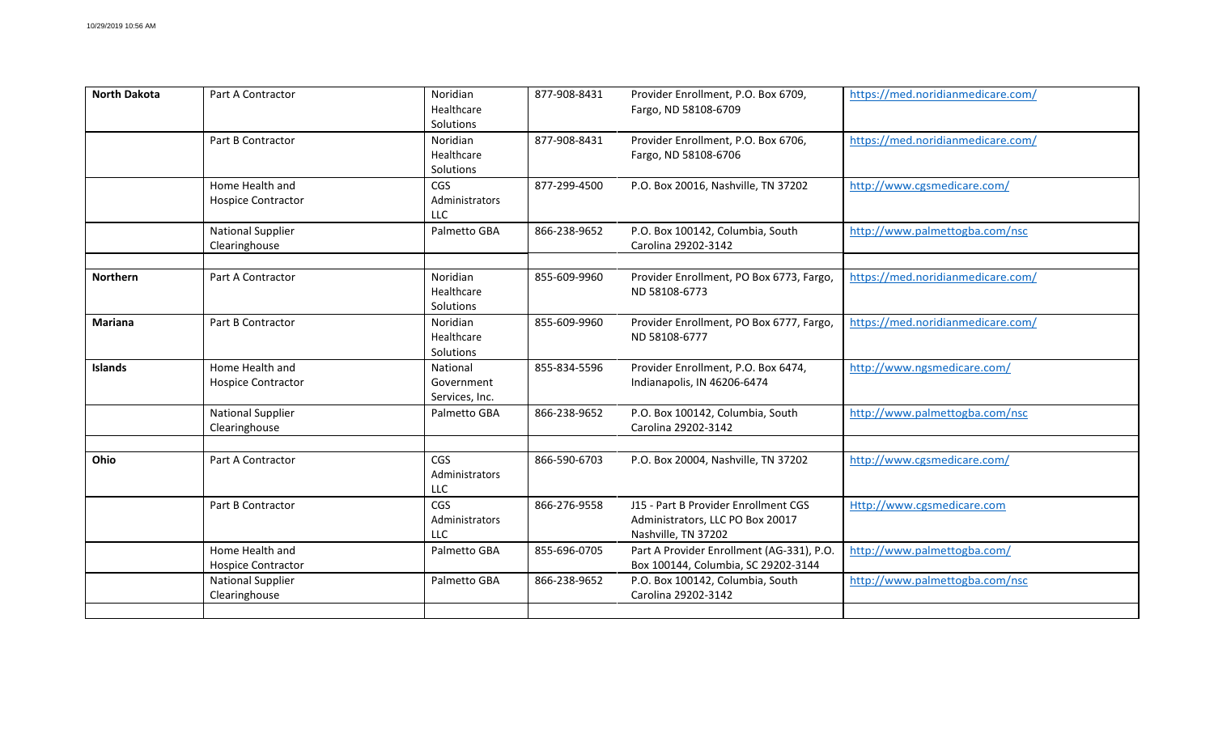| North Dakota | Part A Contractor | Noridian Healthcare Solutions | 877-908-8431 | Provider Enrollment, P.O. Box 6709, Fargo, ND 58108-6709 | https://med.noridianmedicare.com/ |
|---|---|---|---|---|---|
| | Part B Contractor | Noridian Healthcare Solutions | 877-908-8431 | Provider Enrollment, P.O. Box 6706, Fargo, ND 58108-6706 | https://med.noridianmedicare.com/ |
| | Home Health and Hospice Contractor | CGS Administrators LLC | 877-299-4500 | P.O. Box 20016, Nashville, TN 37202 | http://www.cgsmedicare.com/ |
| | National Supplier Clearinghouse | Palmetto GBA | 866-238-9652 | P.O. Box 100142, Columbia, South Carolina 29202-3142 | http://www.palmettogba.com/nsc |
| | | | | | |
| **Northern** | Part A Contractor | Noridian Healthcare Solutions | 855-609-9960 | Provider Enrollment, PO Box 6773, Fargo, ND 58108-6773 | https://med.noridianmedicare.com/ |
| **Mariana** | Part B Contractor | Noridian Healthcare Solutions | 855-609-9960 | Provider Enrollment, PO Box 6777, Fargo, ND 58108-6777 | https://med.noridianmedicare.com/ |
| **Islands** | Home Health and Hospice Contractor | National Government Services, Inc. | 855-834-5596 | Provider Enrollment, P.O. Box 6474, Indianapolis, IN 46206-6474 | http://www.ngsmedicare.com/ |
| | National Supplier Clearinghouse | Palmetto GBA | 866-238-9652 | P.O. Box 100142, Columbia, South Carolina 29202-3142 | http://www.palmettogba.com/nsc |
| | | | | | |
| **Ohio** | Part A Contractor | CGS Administrators LLC | 866-590-6703 | P.O. Box 20004, Nashville, TN 37202 | http://www.cgsmedicare.com/ |
| | Part B Contractor | CGS Administrators LLC | 866-276-9558 | J15 - Part B Provider Enrollment CGS Administrators, LLC PO Box 20017 Nashville, TN 37202 | Http://www.cgsmedicare.com |
| | Home Health and Hospice Contractor | Palmetto GBA | 855-696-0705 | Part A Provider Enrollment (AG-331), P.O. Box 100144, Columbia, SC 29202-3144 | http://www.palmettogba.com/ |
| | National Supplier Clearinghouse | Palmetto GBA | 866-238-9652 | P.O. Box 100142, Columbia, South Carolina 29202-3142 | http://www.palmettogba.com/nsc |
| | | | | | |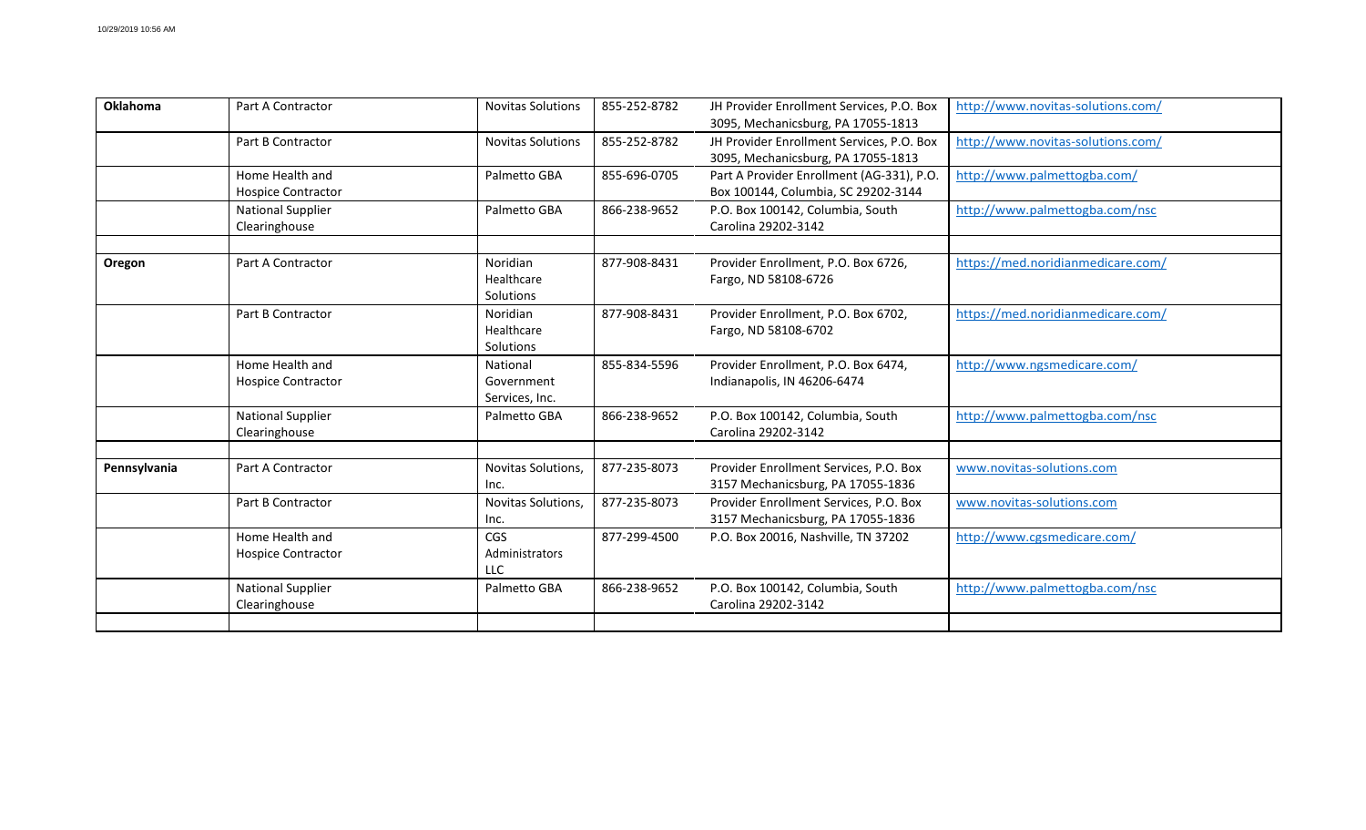| | | | | | |
|---|---|---|---|---|---|
| **Oklahoma** | Part A Contractor | Novitas Solutions | 855-252-8782 | JH Provider Enrollment Services, P.O. Box 3095, Mechanicsburg, PA 17055-1813 | http://www.novitas-solutions.com/ |
| | Part B Contractor | Novitas Solutions | 855-252-8782 | JH Provider Enrollment Services, P.O. Box 3095, Mechanicsburg, PA 17055-1813 | http://www.novitas-solutions.com/ |
| | Home Health and Hospice Contractor | Palmetto GBA | 855-696-0705 | Part A Provider Enrollment (AG-331), P.O. Box 100144, Columbia, SC 29202-3144 | http://www.palmettogba.com/ |
| | National Supplier Clearinghouse | Palmetto GBA | 866-238-9652 | P.O. Box 100142, Columbia, South Carolina 29202-3142 | http://www.palmettogba.com/nsc |
| | | | | | |
| **Oregon** | Part A Contractor | Noridian Healthcare Solutions | 877-908-8431 | Provider Enrollment, P.O. Box 6726, Fargo, ND 58108-6726 | https://med.noridianmedicare.com/ |
| | Part B Contractor | Noridian Healthcare Solutions | 877-908-8431 | Provider Enrollment, P.O. Box 6702, Fargo, ND 58108-6702 | https://med.noridianmedicare.com/ |
| | Home Health and Hospice Contractor | National Government Services, Inc. | 855-834-5596 | Provider Enrollment, P.O. Box 6474, Indianapolis, IN 46206-6474 | http://www.ngsmedicare.com/ |
| | National Supplier Clearinghouse | Palmetto GBA | 866-238-9652 | P.O. Box 100142, Columbia, South Carolina 29202-3142 | http://www.palmettogba.com/nsc |
| | | | | | |
| **Pennsylvania** | Part A Contractor | Novitas Solutions, Inc. | 877-235-8073 | Provider Enrollment Services, P.O. Box 3157 Mechanicsburg, PA 17055-1836 | www.novitas-solutions.com |
| | Part B Contractor | Novitas Solutions, Inc. | 877-235-8073 | Provider Enrollment Services, P.O. Box 3157 Mechanicsburg, PA 17055-1836 | www.novitas-solutions.com |
| | Home Health and Hospice Contractor | CGS Administrators LLC | 877-299-4500 | P.O. Box 20016, Nashville, TN 37202 | http://www.cgsmedicare.com/ |
| | National Supplier Clearinghouse | Palmetto GBA | 866-238-9652 | P.O. Box 100142, Columbia, South Carolina 29202-3142 | http://www.palmettogba.com/nsc |
| | | | | | |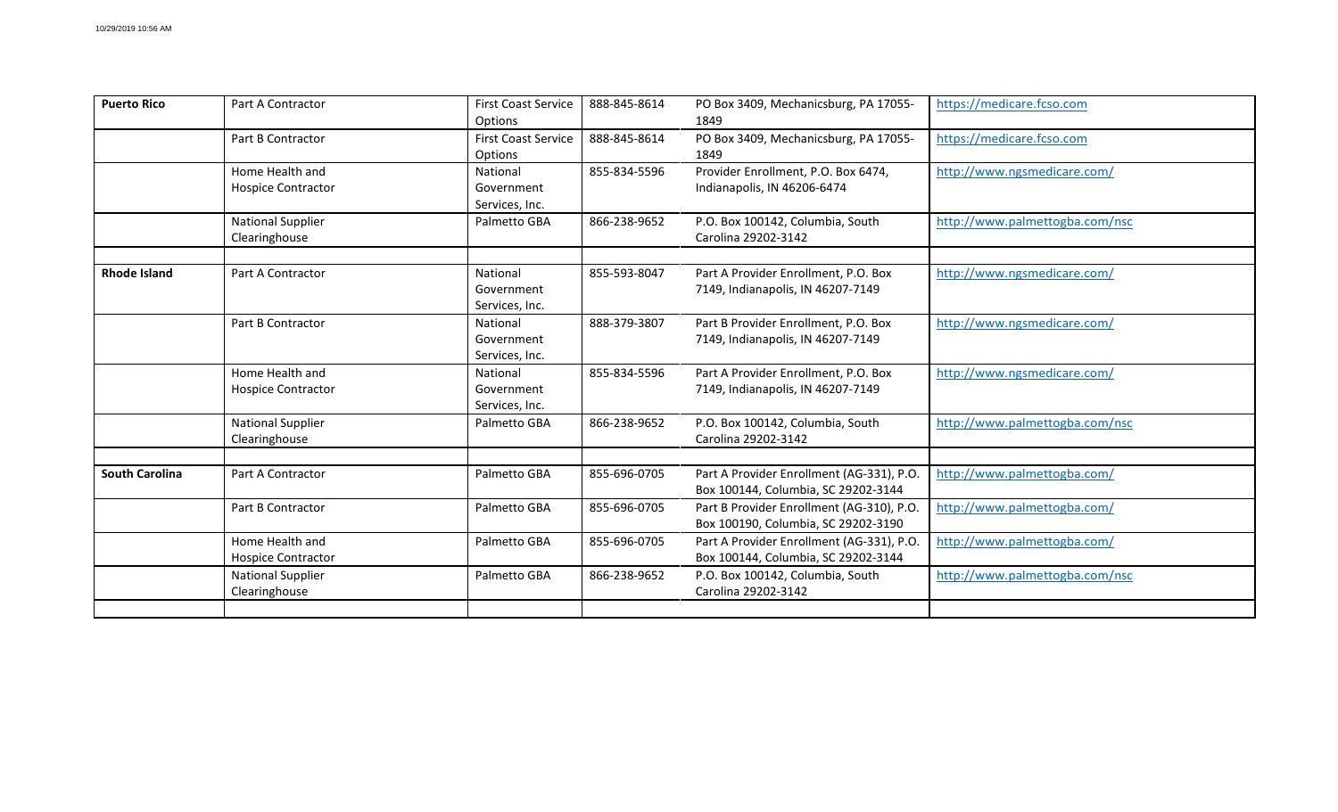| | | | | | |
|---|---|---|---|---|---|
| **Puerto Rico** | Part A Contractor | First Coast Service Options | 888-845-8614 | PO Box 3409, Mechanicsburg, PA 17055-1849 | https://medicare.fcso.com |
| | Part B Contractor | First Coast Service Options | 888-845-8614 | PO Box 3409, Mechanicsburg, PA 17055-1849 | https://medicare.fcso.com |
| | Home Health and Hospice Contractor | National Government Services, Inc. | 855-834-5596 | Provider Enrollment, P.O. Box 6474, Indianapolis, IN 46206-6474 | http://www.ngsmedicare.com/ |
| | National Supplier Clearinghouse | Palmetto GBA | 866-238-9652 | P.O. Box 100142, Columbia, South Carolina 29202-3142 | http://www.palmettogba.com/nsc |
| | | | | | |
| **Rhode Island** | Part A Contractor | National Government Services, Inc. | 855-593-8047 | Part A Provider Enrollment, P.O. Box 7149, Indianapolis, IN 46207-7149 | http://www.ngsmedicare.com/ |
| | Part B Contractor | National Government Services, Inc. | 888-379-3807 | Part B Provider Enrollment, P.O. Box 7149, Indianapolis, IN 46207-7149 | http://www.ngsmedicare.com/ |
| | Home Health and Hospice Contractor | National Government Services, Inc. | 855-834-5596 | Part A Provider Enrollment, P.O. Box 7149, Indianapolis, IN 46207-7149 | http://www.ngsmedicare.com/ |
| | National Supplier Clearinghouse | Palmetto GBA | 866-238-9652 | P.O. Box 100142, Columbia, South Carolina 29202-3142 | http://www.palmettogba.com/nsc |
| | | | | | |
| **South Carolina** | Part A Contractor | Palmetto GBA | 855-696-0705 | Part A Provider Enrollment (AG-331), P.O. Box 100144, Columbia, SC 29202-3144 | http://www.palmettogba.com/ |
| | Part B Contractor | Palmetto GBA | 855-696-0705 | Part B Provider Enrollment (AG-310), P.O. Box 100190, Columbia, SC 29202-3190 | http://www.palmettogba.com/ |
| | Home Health and Hospice Contractor | Palmetto GBA | 855-696-0705 | Part A Provider Enrollment (AG-331), P.O. Box 100144, Columbia, SC 29202-3144 | http://www.palmettogba.com/ |
| | National Supplier Clearinghouse | Palmetto GBA | 866-238-9652 | P.O. Box 100142, Columbia, South Carolina 29202-3142 | http://www.palmettogba.com/nsc |
| | | | | | |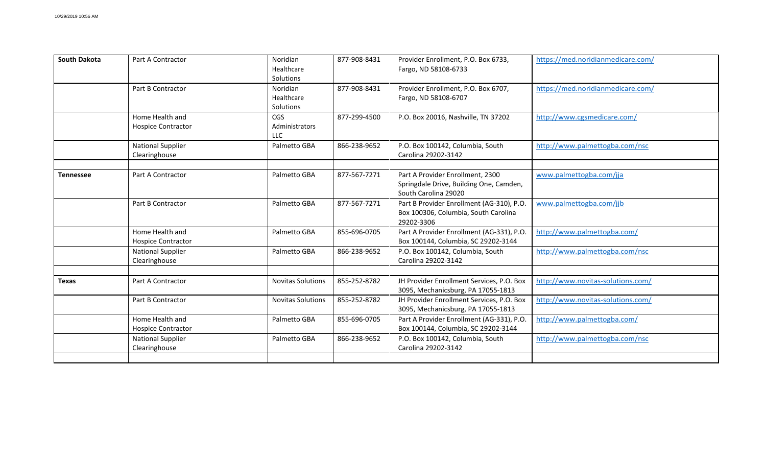| **South Dakota** | Part A Contractor | Noridian Healthcare Solutions | 877-908-8431 | Provider Enrollment, P.O. Box 6733, Fargo, ND 58108-6733 | https://med.noridianmedicare.com/ |
|---|---|---|---|---|---|
| | Part B Contractor | Noridian Healthcare Solutions | 877-908-8431 | Provider Enrollment, P.O. Box 6707, Fargo, ND 58108-6707 | https://med.noridianmedicare.com/ |
| | Home Health and Hospice Contractor | CGS Administrators LLC | 877-299-4500 | P.O. Box 20016, Nashville, TN 37202 | http://www.cgsmedicare.com/ |
| | National Supplier Clearinghouse | Palmetto GBA | 866-238-9652 | P.O. Box 100142, Columbia, South Carolina 29202-3142 | http://www.palmettogba.com/nsc |
| | | | | | |
| **Tennessee** | Part A Contractor | Palmetto GBA | 877-567-7271 | Part A Provider Enrollment, 2300 Springdale Drive, Building One, Camden, South Carolina 29020 | www.palmettogba.com/jja |
| | Part B Contractor | Palmetto GBA | 877-567-7271 | Part B Provider Enrollment (AG-310), P.O. Box 100306, Columbia, South Carolina 29202-3306 | www.palmettogba.com/jjb |
| | Home Health and Hospice Contractor | Palmetto GBA | 855-696-0705 | Part A Provider Enrollment (AG-331), P.O. Box 100144, Columbia, SC 29202-3144 | http://www.palmettogba.com/ |
| | National Supplier Clearinghouse | Palmetto GBA | 866-238-9652 | P.O. Box 100142, Columbia, South Carolina 29202-3142 | http://www.palmettogba.com/nsc |
| | | | | | |
| **Texas** | Part A Contractor | Novitas Solutions | 855-252-8782 | JH Provider Enrollment Services, P.O. Box 3095, Mechanicsburg, PA 17055-1813 | http://www.novitas-solutions.com/ |
| | Part B Contractor | Novitas Solutions | 855-252-8782 | JH Provider Enrollment Services, P.O. Box 3095, Mechanicsburg, PA 17055-1813 | http://www.novitas-solutions.com/ |
| | Home Health and Hospice Contractor | Palmetto GBA | 855-696-0705 | Part A Provider Enrollment (AG-331), P.O. Box 100144, Columbia, SC 29202-3144 | http://www.palmettogba.com/ |
| | National Supplier Clearinghouse | Palmetto GBA | 866-238-9652 | P.O. Box 100142, Columbia, South Carolina 29202-3142 | http://www.palmettogba.com/nsc |
| | | | | | |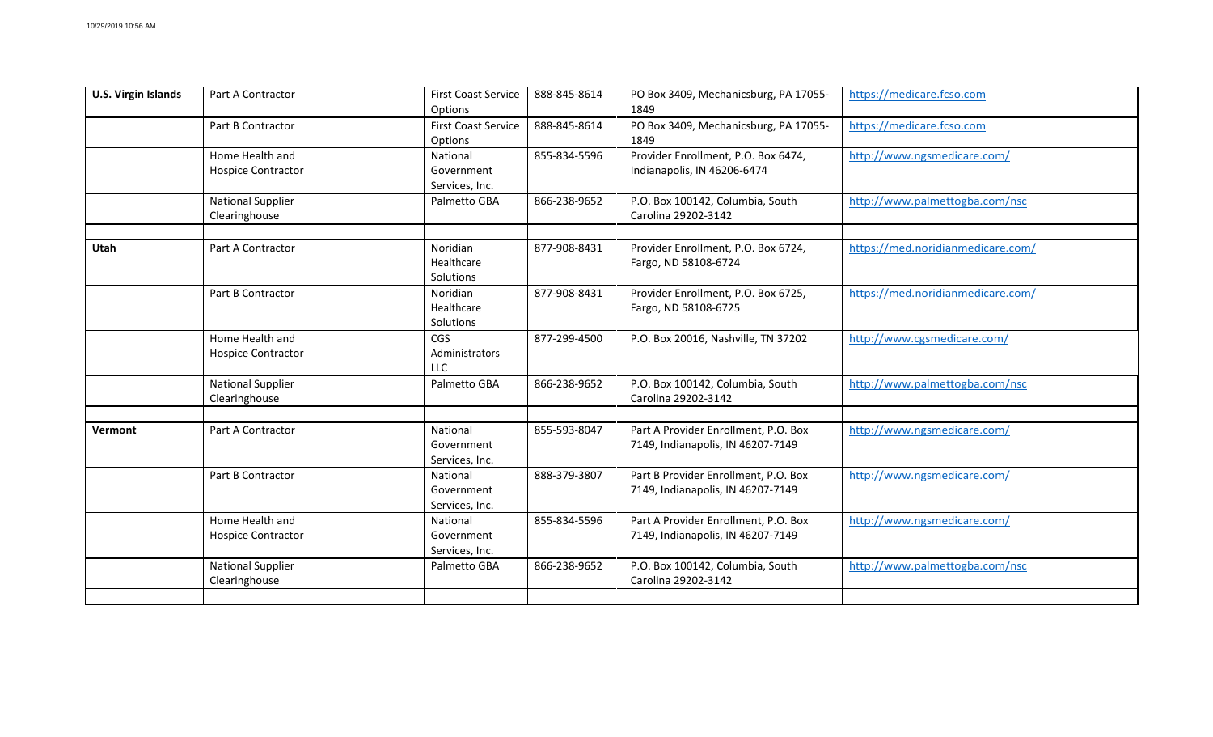| | | | | | |
|---|---|---|---|---|---|
| **U.S. Virgin Islands** | Part A Contractor | First Coast Service Options | 888-845-8614 | PO Box 3409, Mechanicsburg, PA 17055-1849 | https://medicare.fcso.com |
| | Part B Contractor | First Coast Service Options | 888-845-8614 | PO Box 3409, Mechanicsburg, PA 17055-1849 | https://medicare.fcso.com |
| | Home Health and Hospice Contractor | National Government Services, Inc. | 855-834-5596 | Provider Enrollment, P.O. Box 6474, Indianapolis, IN 46206-6474 | http://www.ngsmedicare.com/ |
| | National Supplier Clearinghouse | Palmetto GBA | 866-238-9652 | P.O. Box 100142, Columbia, South Carolina 29202-3142 | http://www.palmettogba.com/nsc |
| | | | | | |
| **Utah** | Part A Contractor | Noridian Healthcare Solutions | 877-908-8431 | Provider Enrollment, P.O. Box 6724, Fargo, ND 58108-6724 | https://med.noridianmedicare.com/ |
| | Part B Contractor | Noridian Healthcare Solutions | 877-908-8431 | Provider Enrollment, P.O. Box 6725, Fargo, ND 58108-6725 | https://med.noridianmedicare.com/ |
| | Home Health and Hospice Contractor | CGS Administrators LLC | 877-299-4500 | P.O. Box 20016, Nashville, TN 37202 | http://www.cgsmedicare.com/ |
| | National Supplier Clearinghouse | Palmetto GBA | 866-238-9652 | P.O. Box 100142, Columbia, South Carolina 29202-3142 | http://www.palmettogba.com/nsc |
| | | | | | |
| **Vermont** | Part A Contractor | National Government Services, Inc. | 855-593-8047 | Part A Provider Enrollment, P.O. Box 7149, Indianapolis, IN 46207-7149 | http://www.ngsmedicare.com/ |
| | Part B Contractor | National Government Services, Inc. | 888-379-3807 | Part B Provider Enrollment, P.O. Box 7149, Indianapolis, IN 46207-7149 | http://www.ngsmedicare.com/ |
| | Home Health and Hospice Contractor | National Government Services, Inc. | 855-834-5596 | Part A Provider Enrollment, P.O. Box 7149, Indianapolis, IN 46207-7149 | http://www.ngsmedicare.com/ |
| | National Supplier Clearinghouse | Palmetto GBA | 866-238-9652 | P.O. Box 100142, Columbia, South Carolina 29202-3142 | http://www.palmettogba.com/nsc |
| | | | | | |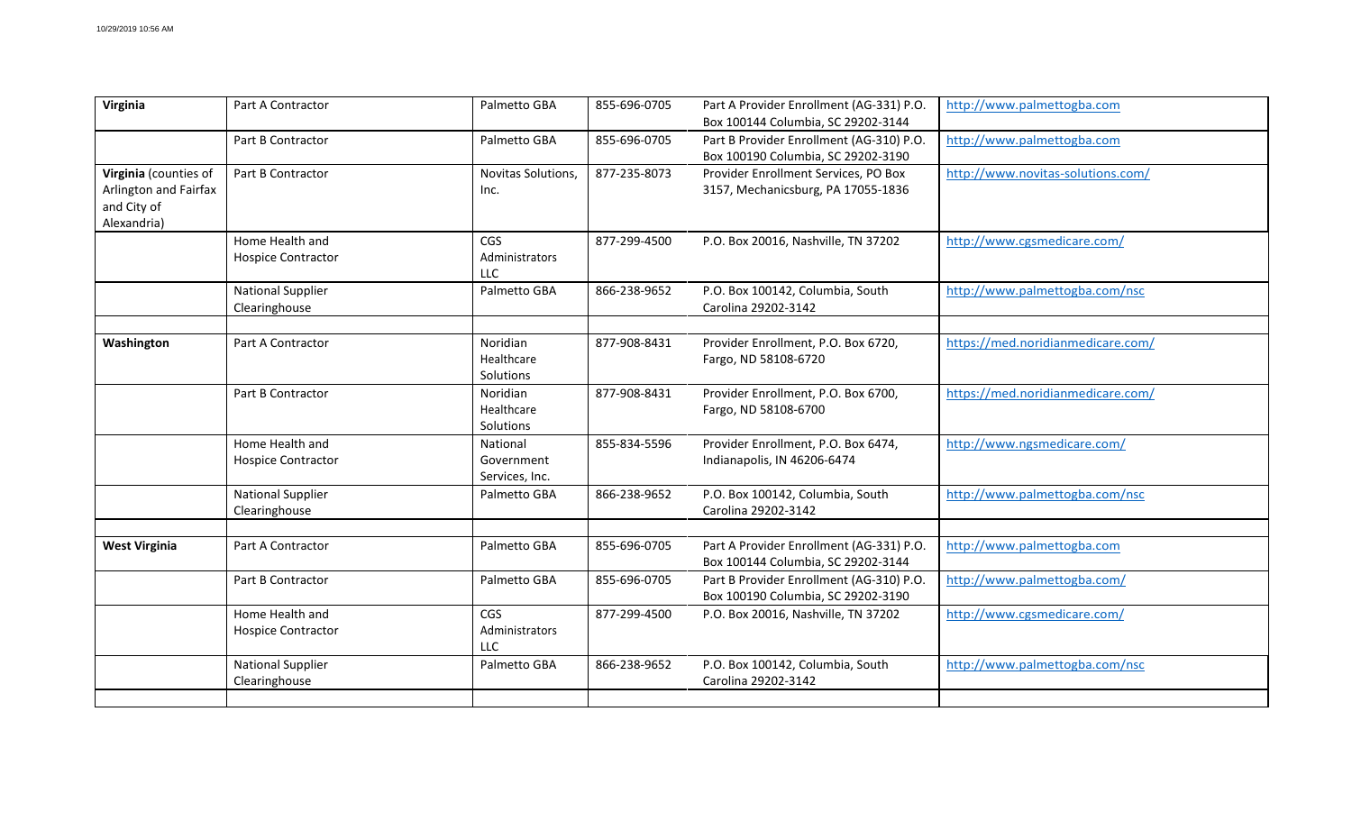| | | | | | |
|---|---|---|---|---|---|
| **Virginia** | Part A Contractor | Palmetto GBA | 855-696-0705 | Part A Provider Enrollment (AG-331) P.O. Box 100144 Columbia, SC 29202-3144 | http://www.palmettogba.com |
| | Part B Contractor | Palmetto GBA | 855-696-0705 | Part B Provider Enrollment (AG-310) P.O. Box 100190 Columbia, SC 29202-3190 | http://www.palmettogba.com |
| **Virginia** (counties of Arlington and Fairfax and City of Alexandria) | Part B Contractor | Novitas Solutions, Inc. | 877-235-8073 | Provider Enrollment Services, PO Box 3157, Mechanicsburg, PA 17055-1836 | http://www.novitas-solutions.com/ |
| | Home Health and Hospice Contractor | CGS Administrators LLC | 877-299-4500 | P.O. Box 20016, Nashville, TN 37202 | http://www.cgsmedicare.com/ |
| | National Supplier Clearinghouse | Palmetto GBA | 866-238-9652 | P.O. Box 100142, Columbia, South Carolina 29202-3142 | http://www.palmettogba.com/nsc |
| | | | | | |
| **Washington** | Part A Contractor | Noridian Healthcare Solutions | 877-908-8431 | Provider Enrollment, P.O. Box 6720, Fargo, ND 58108-6720 | https://med.noridianmedicare.com/ |
| | Part B Contractor | Noridian Healthcare Solutions | 877-908-8431 | Provider Enrollment, P.O. Box 6700, Fargo, ND 58108-6700 | https://med.noridianmedicare.com/ |
| | Home Health and Hospice Contractor | National Government Services, Inc. | 855-834-5596 | Provider Enrollment, P.O. Box 6474, Indianapolis, IN 46206-6474 | http://www.ngsmedicare.com/ |
| | National Supplier Clearinghouse | Palmetto GBA | 866-238-9652 | P.O. Box 100142, Columbia, South Carolina 29202-3142 | http://www.palmettogba.com/nsc |
| | | | | | |
| **West Virginia** | Part A Contractor | Palmetto GBA | 855-696-0705 | Part A Provider Enrollment (AG-331) P.O. Box 100144 Columbia, SC 29202-3144 | http://www.palmettogba.com |
| | Part B Contractor | Palmetto GBA | 855-696-0705 | Part B Provider Enrollment (AG-310) P.O. Box 100190 Columbia, SC 29202-3190 | http://www.palmettogba.com/ |
| | Home Health and Hospice Contractor | CGS Administrators LLC | 877-299-4500 | P.O. Box 20016, Nashville, TN 37202 | http://www.cgsmedicare.com/ |
| | National Supplier Clearinghouse | Palmetto GBA | 866-238-9652 | P.O. Box 100142, Columbia, South Carolina 29202-3142 | http://www.palmettogba.com/nsc |
| | | | | | |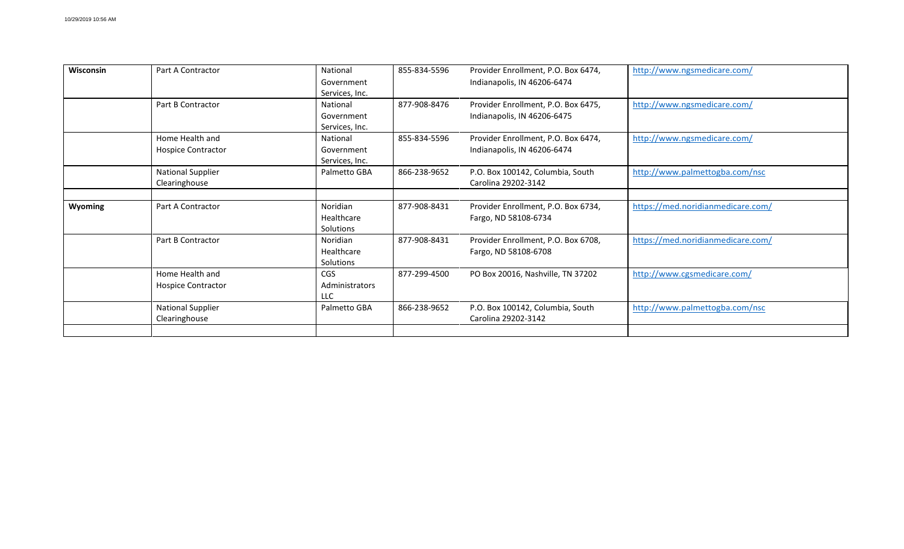| | | | | | |
|---|---|---|---|---|---|
| **Wisconsin** | Part A Contractor | National Government Services, Inc. | 855-834-5596 | Provider Enrollment, P.O. Box 6474, Indianapolis, IN 46206-6474 | http://www.ngsmedicare.com/ |
| | Part B Contractor | National Government Services, Inc. | 877-908-8476 | Provider Enrollment, P.O. Box 6475, Indianapolis, IN 46206-6475 | http://www.ngsmedicare.com/ |
| | Home Health and Hospice Contractor | National Government Services, Inc. | 855-834-5596 | Provider Enrollment, P.O. Box 6474, Indianapolis, IN 46206-6474 | http://www.ngsmedicare.com/ |
| | National Supplier Clearinghouse | Palmetto GBA | 866-238-9652 | P.O. Box 100142, Columbia, South Carolina 29202-3142 | http://www.palmettogba.com/nsc |
| | | | | | |
| **Wyoming** | Part A Contractor | Noridian Healthcare Solutions | 877-908-8431 | Provider Enrollment, P.O. Box 6734, Fargo, ND 58108-6734 | https://med.noridianmedicare.com/ |
| | Part B Contractor | Noridian Healthcare Solutions | 877-908-8431 | Provider Enrollment, P.O. Box 6708, Fargo, ND 58108-6708 | https://med.noridianmedicare.com/ |
| | Home Health and Hospice Contractor | CGS Administrators LLC | 877-299-4500 | PO Box 20016, Nashville, TN 37202 | http://www.cgsmedicare.com/ |
| | National Supplier Clearinghouse | Palmetto GBA | 866-238-9652 | P.O. Box 100142, Columbia, South Carolina 29202-3142 | http://www.palmettogba.com/nsc |
| | | | | | |